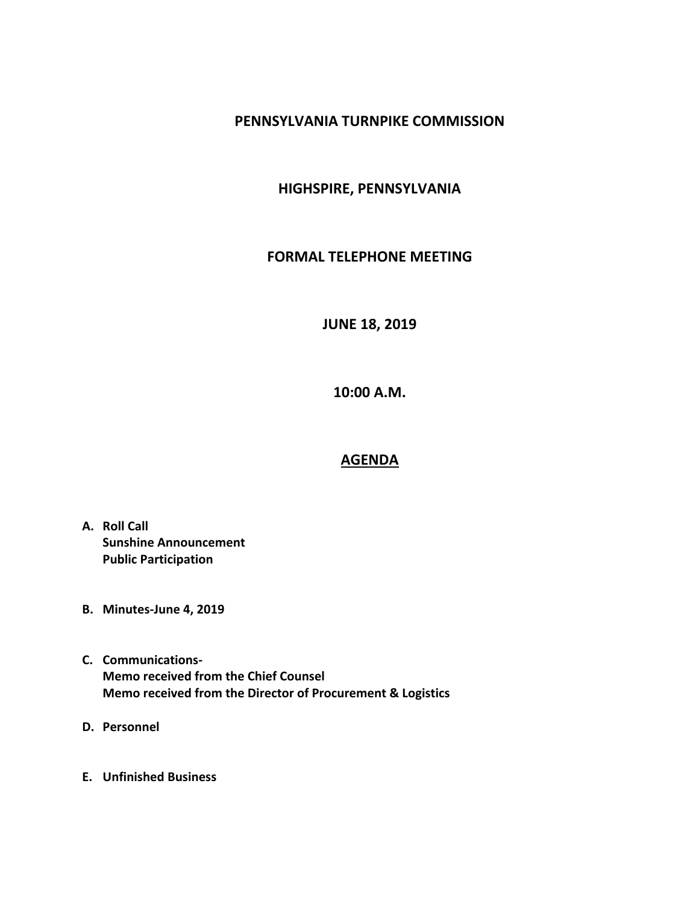# PENNSYLVANIA TURNPIKE COMMISSION

## HIGHSPIRE, PENNSYLVANIA

## FORMAL TELEPHONE MEETING

## JUNE 18, 2019

## 10:00 A.M.

## AGENDA

**A. Roll Call**
**Sunshine Announcement**
**Public Participation**

**B. Minutes-June 4, 2019**

**C. Communications-**
**Memo received from the Chief Counsel**
**Memo received from the Director of Procurement & Logistics**

**D. Personnel**

**E. Unfinished Business**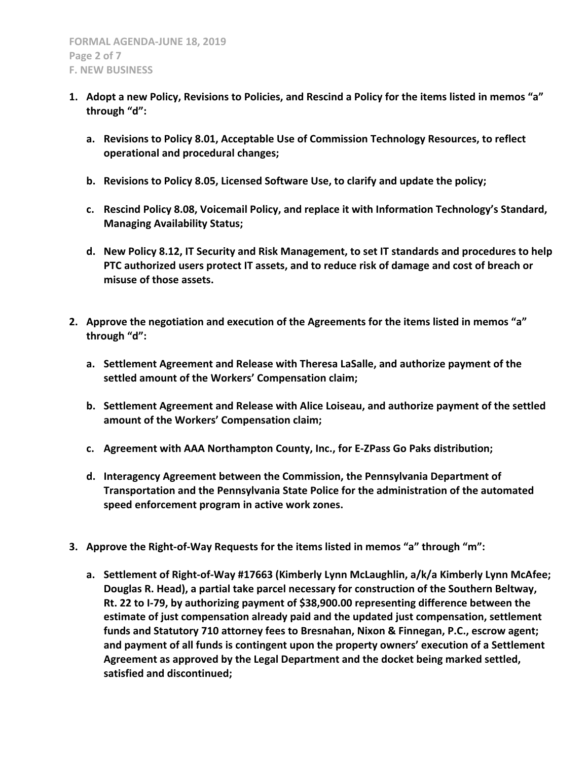**1. Adopt a new Policy, Revisions to Policies, and Rescind a Policy for the items listed in memos "a" through "d":**

   **a. Revisions to Policy 8.01, Acceptable Use of Commission Technology Resources, to reflect operational and procedural changes;**

   **b. Revisions to Policy 8.05, Licensed Software Use, to clarify and update the policy;**

   **c. Rescind Policy 8.08, Voicemail Policy, and replace it with Information Technology's Standard, Managing Availability Status;**

   **d. New Policy 8.12, IT Security and Risk Management, to set IT standards and procedures to help PTC authorized users protect IT assets, and to reduce risk of damage and cost of breach or misuse of those assets.**

**2. Approve the negotiation and execution of the Agreements for the items listed in memos "a" through "d":**

   **a. Settlement Agreement and Release with Theresa LaSalle, and authorize payment of the settled amount of the Workers' Compensation claim;**

   **b. Settlement Agreement and Release with Alice Loiseau, and authorize payment of the settled amount of the Workers' Compensation claim;**

   **c. Agreement with AAA Northampton County, Inc., for E-ZPass Go Paks distribution;**

   **d. Interagency Agreement between the Commission, the Pennsylvania Department of Transportation and the Pennsylvania State Police for the administration of the automated speed enforcement program in active work zones.**

**3. Approve the Right-of-Way Requests for the items listed in memos "a" through "m":**

   **a. Settlement of Right-of-Way #17663 (Kimberly Lynn McLaughlin, a/k/a Kimberly Lynn McAfee; Douglas R. Head), a partial take parcel necessary for construction of the Southern Beltway, Rt. 22 to I-79, by authorizing payment of $38,900.00 representing difference between the estimate of just compensation already paid and the updated just compensation, settlement funds and Statutory 710 attorney fees to Bresnahan, Nixon & Finnegan, P.C., escrow agent; and payment of all funds is contingent upon the property owners' execution of a Settlement Agreement as approved by the Legal Department and the docket being marked settled, satisfied and discontinued;**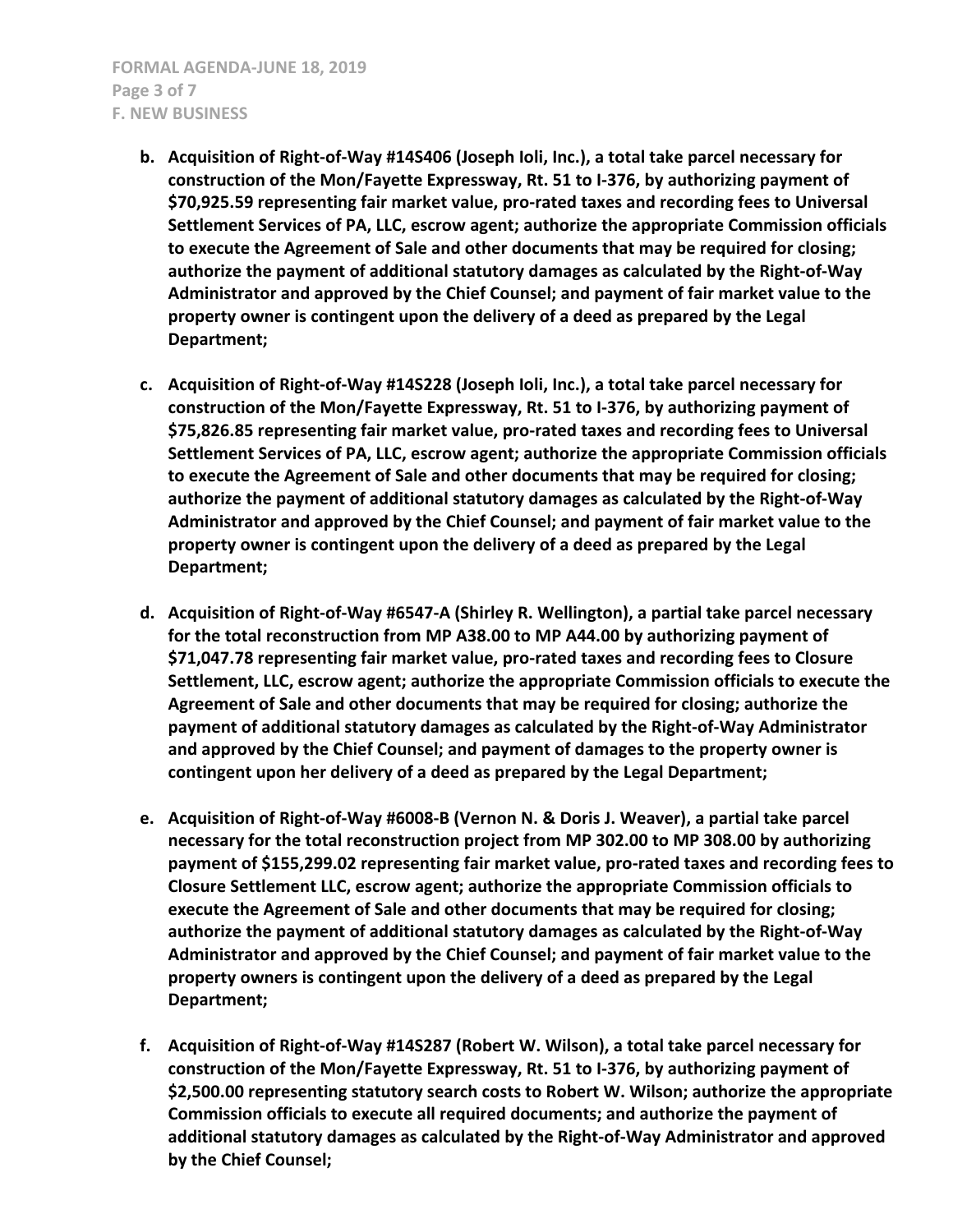**b. Acquisition of Right-of-Way #14S406 (Joseph Ioli, Inc.), a total take parcel necessary for construction of the Mon/Fayette Expressway, Rt. 51 to I-376, by authorizing payment of $70,925.59 representing fair market value, pro-rated taxes and recording fees to Universal Settlement Services of PA, LLC, escrow agent; authorize the appropriate Commission officials to execute the Agreement of Sale and other documents that may be required for closing; authorize the payment of additional statutory damages as calculated by the Right-of-Way Administrator and approved by the Chief Counsel; and payment of fair market value to the property owner is contingent upon the delivery of a deed as prepared by the Legal Department;**

**c. Acquisition of Right-of-Way #14S228 (Joseph Ioli, Inc.), a total take parcel necessary for construction of the Mon/Fayette Expressway, Rt. 51 to I-376, by authorizing payment of $75,826.85 representing fair market value, pro-rated taxes and recording fees to Universal Settlement Services of PA, LLC, escrow agent; authorize the appropriate Commission officials to execute the Agreement of Sale and other documents that may be required for closing; authorize the payment of additional statutory damages as calculated by the Right-of-Way Administrator and approved by the Chief Counsel; and payment of fair market value to the property owner is contingent upon the delivery of a deed as prepared by the Legal Department;**

**d. Acquisition of Right-of-Way #6547-A (Shirley R. Wellington), a partial take parcel necessary for the total reconstruction from MP A38.00 to MP A44.00 by authorizing payment of $71,047.78 representing fair market value, pro-rated taxes and recording fees to Closure Settlement, LLC, escrow agent; authorize the appropriate Commission officials to execute the Agreement of Sale and other documents that may be required for closing; authorize the payment of additional statutory damages as calculated by the Right-of-Way Administrator and approved by the Chief Counsel; and payment of damages to the property owner is contingent upon her delivery of a deed as prepared by the Legal Department;**

**e. Acquisition of Right-of-Way #6008-B (Vernon N. & Doris J. Weaver), a partial take parcel necessary for the total reconstruction project from MP 302.00 to MP 308.00 by authorizing payment of $155,299.02 representing fair market value, pro-rated taxes and recording fees to Closure Settlement LLC, escrow agent; authorize the appropriate Commission officials to execute the Agreement of Sale and other documents that may be required for closing; authorize the payment of additional statutory damages as calculated by the Right-of-Way Administrator and approved by the Chief Counsel; and payment of fair market value to the property owners is contingent upon the delivery of a deed as prepared by the Legal Department;**

**f. Acquisition of Right-of-Way #14S287 (Robert W. Wilson), a total take parcel necessary for construction of the Mon/Fayette Expressway, Rt. 51 to I-376, by authorizing payment of $2,500.00 representing statutory search costs to Robert W. Wilson; authorize the appropriate Commission officials to execute all required documents; and authorize the payment of additional statutory damages as calculated by the Right-of-Way Administrator and approved by the Chief Counsel;**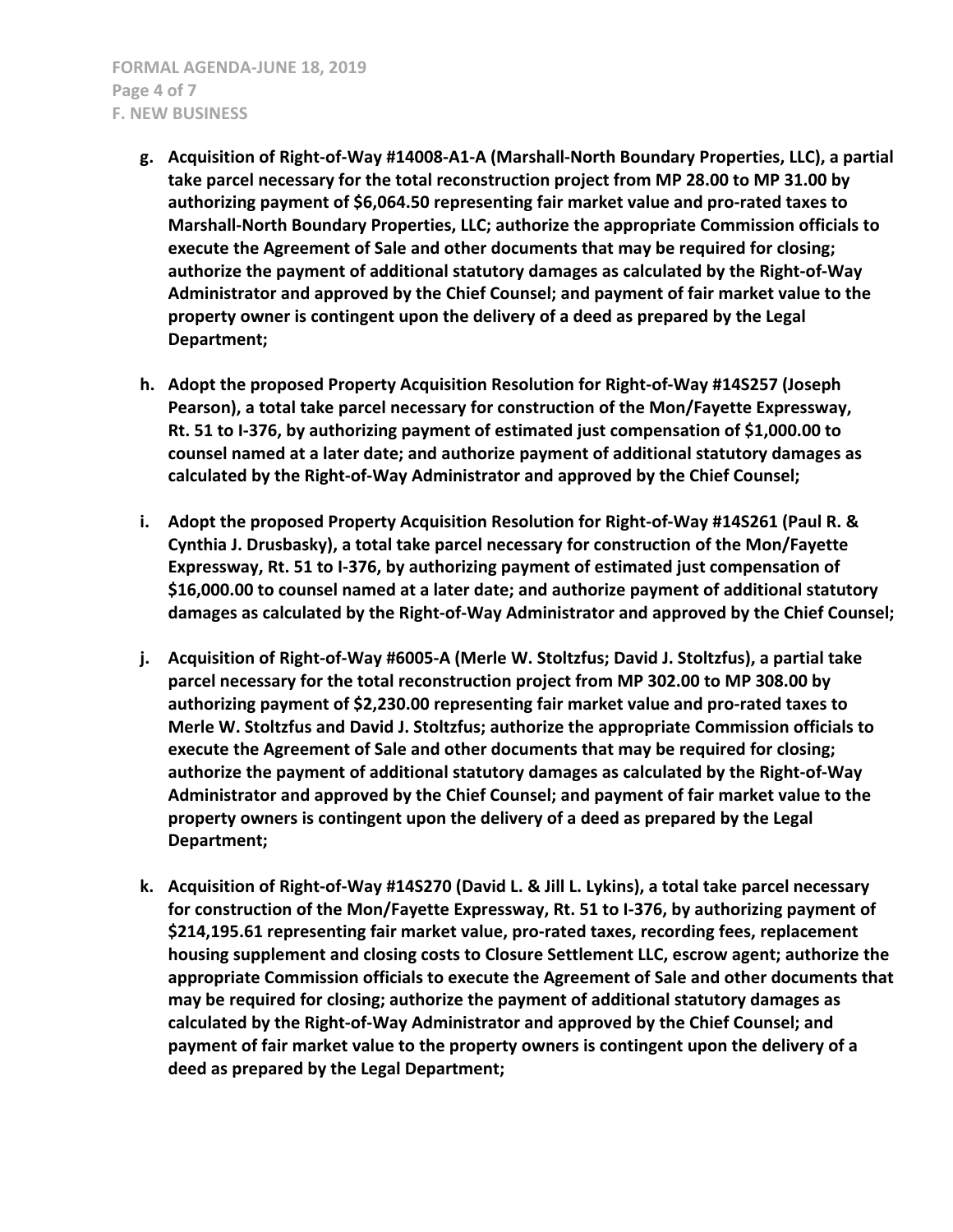**g. Acquisition of Right-of-Way #14008-A1-A (Marshall-North Boundary Properties, LLC), a partial take parcel necessary for the total reconstruction project from MP 28.00 to MP 31.00 by authorizing payment of $6,064.50 representing fair market value and pro-rated taxes to Marshall-North Boundary Properties, LLC; authorize the appropriate Commission officials to execute the Agreement of Sale and other documents that may be required for closing; authorize the payment of additional statutory damages as calculated by the Right-of-Way Administrator and approved by the Chief Counsel; and payment of fair market value to the property owner is contingent upon the delivery of a deed as prepared by the Legal Department;**

**h. Adopt the proposed Property Acquisition Resolution for Right-of-Way #14S257 (Joseph Pearson), a total take parcel necessary for construction of the Mon/Fayette Expressway, Rt. 51 to I-376, by authorizing payment of estimated just compensation of $1,000.00 to counsel named at a later date; and authorize payment of additional statutory damages as calculated by the Right-of-Way Administrator and approved by the Chief Counsel;**

**i. Adopt the proposed Property Acquisition Resolution for Right-of-Way #14S261 (Paul R. & Cynthia J. Drusbasky), a total take parcel necessary for construction of the Mon/Fayette Expressway, Rt. 51 to I-376, by authorizing payment of estimated just compensation of $16,000.00 to counsel named at a later date; and authorize payment of additional statutory damages as calculated by the Right-of-Way Administrator and approved by the Chief Counsel;**

**j. Acquisition of Right-of-Way #6005-A (Merle W. Stoltzfus; David J. Stoltzfus), a partial take parcel necessary for the total reconstruction project from MP 302.00 to MP 308.00 by authorizing payment of $2,230.00 representing fair market value and pro-rated taxes to Merle W. Stoltzfus and David J. Stoltzfus; authorize the appropriate Commission officials to execute the Agreement of Sale and other documents that may be required for closing; authorize the payment of additional statutory damages as calculated by the Right-of-Way Administrator and approved by the Chief Counsel; and payment of fair market value to the property owners is contingent upon the delivery of a deed as prepared by the Legal Department;**

**k. Acquisition of Right-of-Way #14S270 (David L. & Jill L. Lykins), a total take parcel necessary for construction of the Mon/Fayette Expressway, Rt. 51 to I-376, by authorizing payment of $214,195.61 representing fair market value, pro-rated taxes, recording fees, replacement housing supplement and closing costs to Closure Settlement LLC, escrow agent; authorize the appropriate Commission officials to execute the Agreement of Sale and other documents that may be required for closing; authorize the payment of additional statutory damages as calculated by the Right-of-Way Administrator and approved by the Chief Counsel; and payment of fair market value to the property owners is contingent upon the delivery of a deed as prepared by the Legal Department;**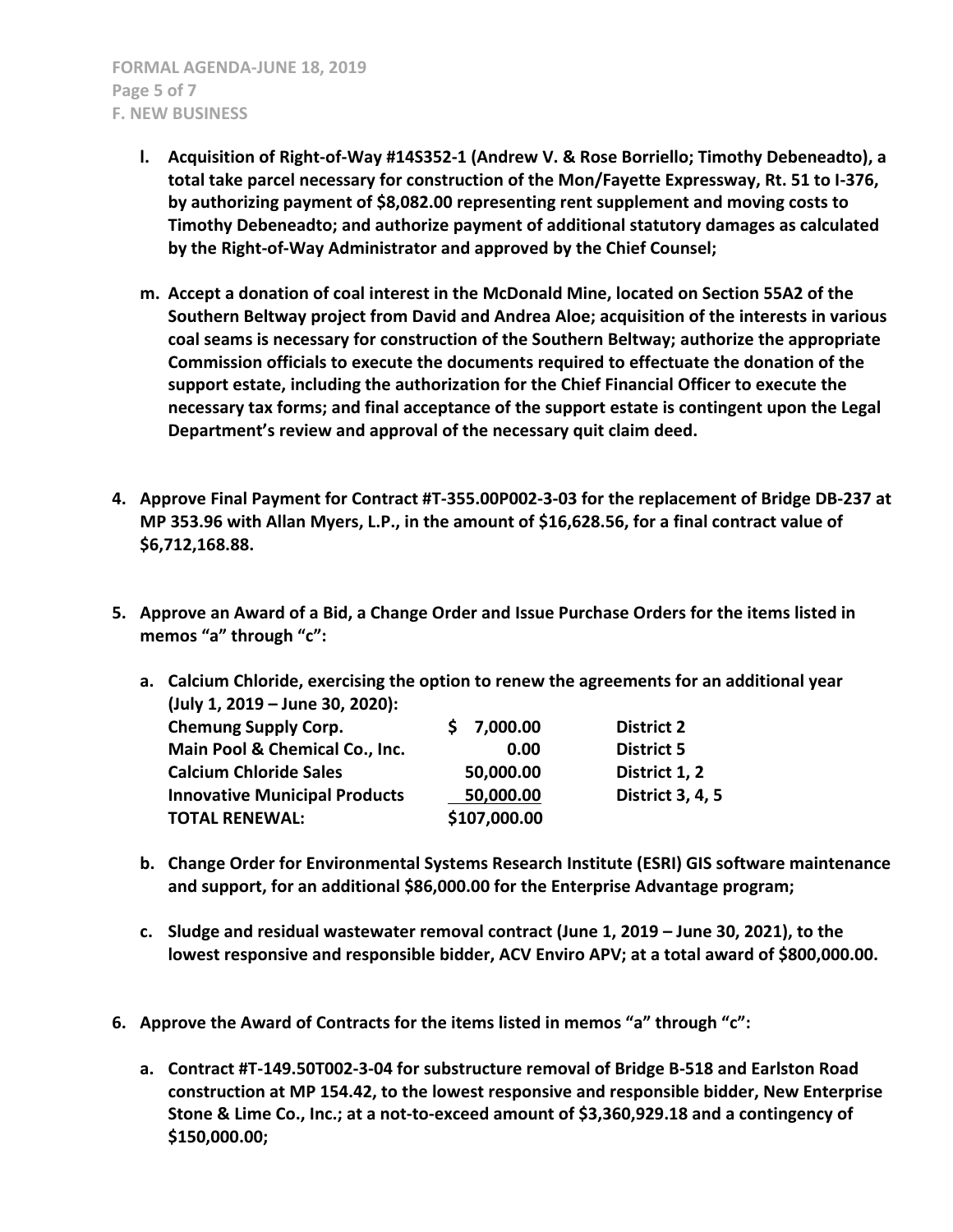- **l. Acquisition of Right-of-Way #14S352-1 (Andrew V. & Rose Borriello; Timothy Debeneadto), a total take parcel necessary for construction of the Mon/Fayette Expressway, Rt. 51 to I-376, by authorizing payment of $8,082.00 representing rent supplement and moving costs to Timothy Debeneadto; and authorize payment of additional statutory damages as calculated by the Right-of-Way Administrator and approved by the Chief Counsel;**

- **m. Accept a donation of coal interest in the McDonald Mine, located on Section 55A2 of the Southern Beltway project from David and Andrea Aloe; acquisition of the interests in various coal seams is necessary for construction of the Southern Beltway; authorize the appropriate Commission officials to execute the documents required to effectuate the donation of the support estate, including the authorization for the Chief Financial Officer to execute the necessary tax forms; and final acceptance of the support estate is contingent upon the Legal Department's review and approval of the necessary quit claim deed.**

**4. Approve Final Payment for Contract #T-355.00P002-3-03 for the replacement of Bridge DB-237 at MP 353.96 with Allan Myers, L.P., in the amount of $16,628.56, for a final contract value of $6,712,168.88.**

**5. Approve an Award of a Bid, a Change Order and Issue Purchase Orders for the items listed in memos "a" through "c":**

- **a. Calcium Chloride, exercising the option to renew the agreements for an additional year (July 1, 2019 – June 30, 2020):**

| | | |
|---|---|---|
| **Chemung Supply Corp.** | **$ 7,000.00** | **District 2** |
| **Main Pool & Chemical Co., Inc.** | **0.00** | **District 5** |
| **Calcium Chloride Sales** | **50,000.00** | **District 1, 2** |
| **Innovative Municipal Products** | **50,000.00** | **District 3, 4, 5** |
| **TOTAL RENEWAL:** | **$107,000.00** | |

- **b. Change Order for Environmental Systems Research Institute (ESRI) GIS software maintenance and support, for an additional $86,000.00 for the Enterprise Advantage program;**

- **c. Sludge and residual wastewater removal contract (June 1, 2019 – June 30, 2021), to the lowest responsive and responsible bidder, ACV Enviro APV; at a total award of $800,000.00.**

**6. Approve the Award of Contracts for the items listed in memos "a" through "c":**

- **a. Contract #T-149.50T002-3-04 for substructure removal of Bridge B-518 and Earlston Road construction at MP 154.42, to the lowest responsive and responsible bidder, New Enterprise Stone & Lime Co., Inc.; at a not-to-exceed amount of $3,360,929.18 and a contingency of $150,000.00;**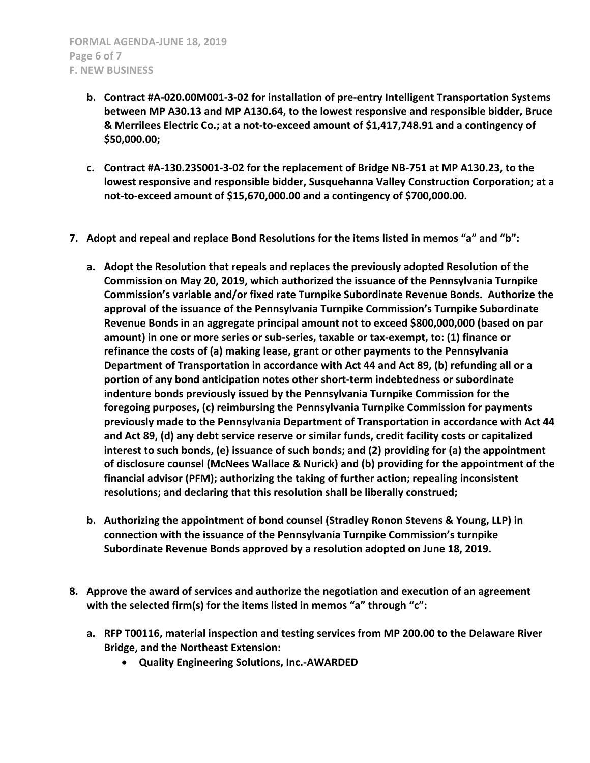**b. Contract #A-020.00M001-3-02 for installation of pre-entry Intelligent Transportation Systems between MP A30.13 and MP A130.64, to the lowest responsive and responsible bidder, Bruce & Merrilees Electric Co.; at a not-to-exceed amount of $1,417,748.91 and a contingency of $50,000.00;**

**c. Contract #A-130.23S001-3-02 for the replacement of Bridge NB-751 at MP A130.23, to the lowest responsive and responsible bidder, Susquehanna Valley Construction Corporation; at a not-to-exceed amount of $15,670,000.00 and a contingency of $700,000.00.**

**7. Adopt and repeal and replace Bond Resolutions for the items listed in memos "a" and "b":**

**a. Adopt the Resolution that repeals and replaces the previously adopted Resolution of the Commission on May 20, 2019, which authorized the issuance of the Pennsylvania Turnpike Commission's variable and/or fixed rate Turnpike Subordinate Revenue Bonds. Authorize the approval of the issuance of the Pennsylvania Turnpike Commission's Turnpike Subordinate Revenue Bonds in an aggregate principal amount not to exceed $800,000,000 (based on par amount) in one or more series or sub-series, taxable or tax-exempt, to: (1) finance or refinance the costs of (a) making lease, grant or other payments to the Pennsylvania Department of Transportation in accordance with Act 44 and Act 89, (b) refunding all or a portion of any bond anticipation notes other short-term indebtedness or subordinate indenture bonds previously issued by the Pennsylvania Turnpike Commission for the foregoing purposes, (c) reimbursing the Pennsylvania Turnpike Commission for payments previously made to the Pennsylvania Department of Transportation in accordance with Act 44 and Act 89, (d) any debt service reserve or similar funds, credit facility costs or capitalized interest to such bonds, (e) issuance of such bonds; and (2) providing for (a) the appointment of disclosure counsel (McNees Wallace & Nurick) and (b) providing for the appointment of the financial advisor (PFM); authorizing the taking of further action; repealing inconsistent resolutions; and declaring that this resolution shall be liberally construed;**

**b. Authorizing the appointment of bond counsel (Stradley Ronon Stevens & Young, LLP) in connection with the issuance of the Pennsylvania Turnpike Commission's turnpike Subordinate Revenue Bonds approved by a resolution adopted on June 18, 2019.**

**8. Approve the award of services and authorize the negotiation and execution of an agreement with the selected firm(s) for the items listed in memos "a" through "c":**

**a. RFP T00116, material inspection and testing services from MP 200.00 to the Delaware River Bridge, and the Northeast Extension:**
- **Quality Engineering Solutions, Inc.-AWARDED**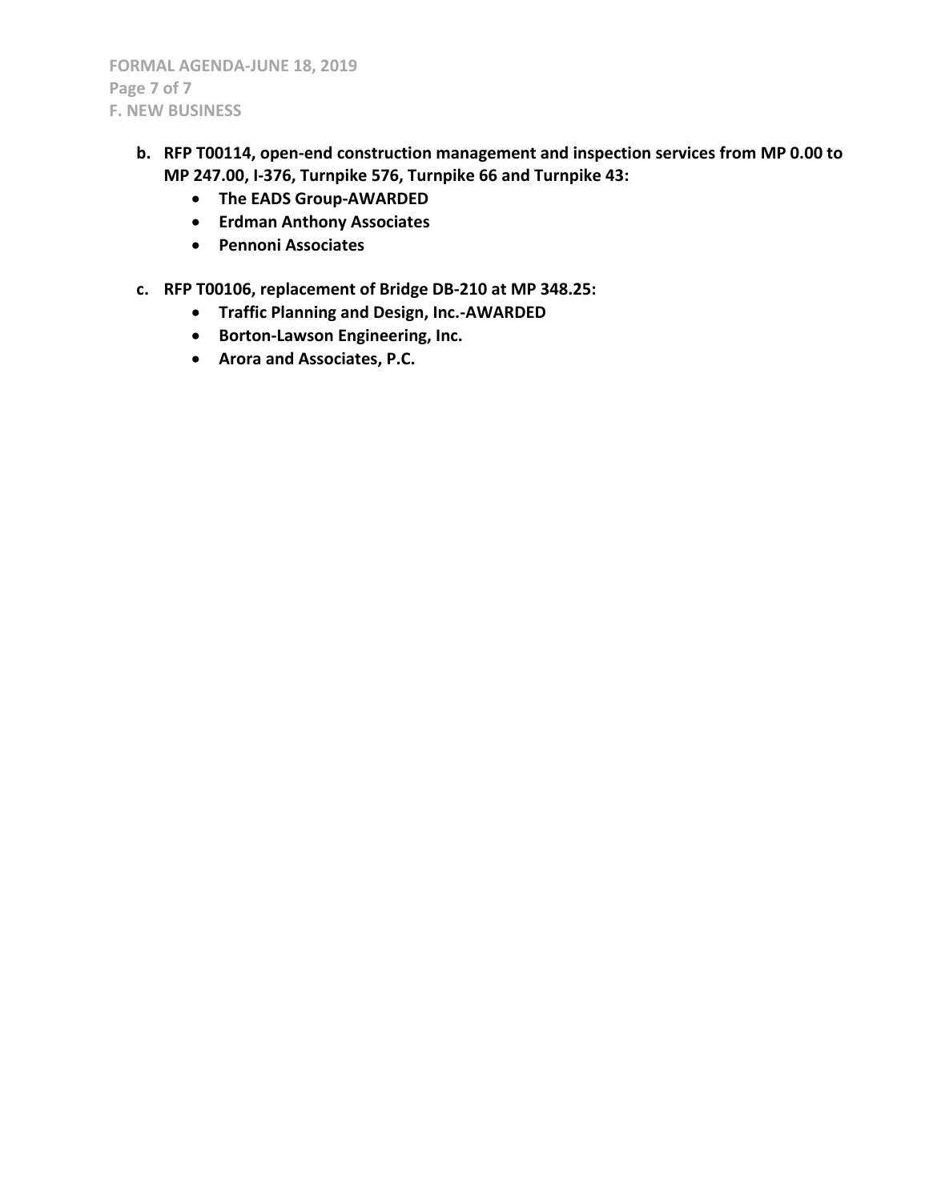- **b. RFP T00114, open-end construction management and inspection services from MP 0.00 to MP 247.00, I-376, Turnpike 576, Turnpike 66 and Turnpike 43:**
  - **The EADS Group-AWARDED**
  - **Erdman Anthony Associates**
  - **Pennoni Associates**

- **c. RFP T00106, replacement of Bridge DB-210 at MP 348.25:**
  - **Traffic Planning and Design, Inc.-AWARDED**
  - **Borton-Lawson Engineering, Inc.**
  - **Arora and Associates, P.C.**